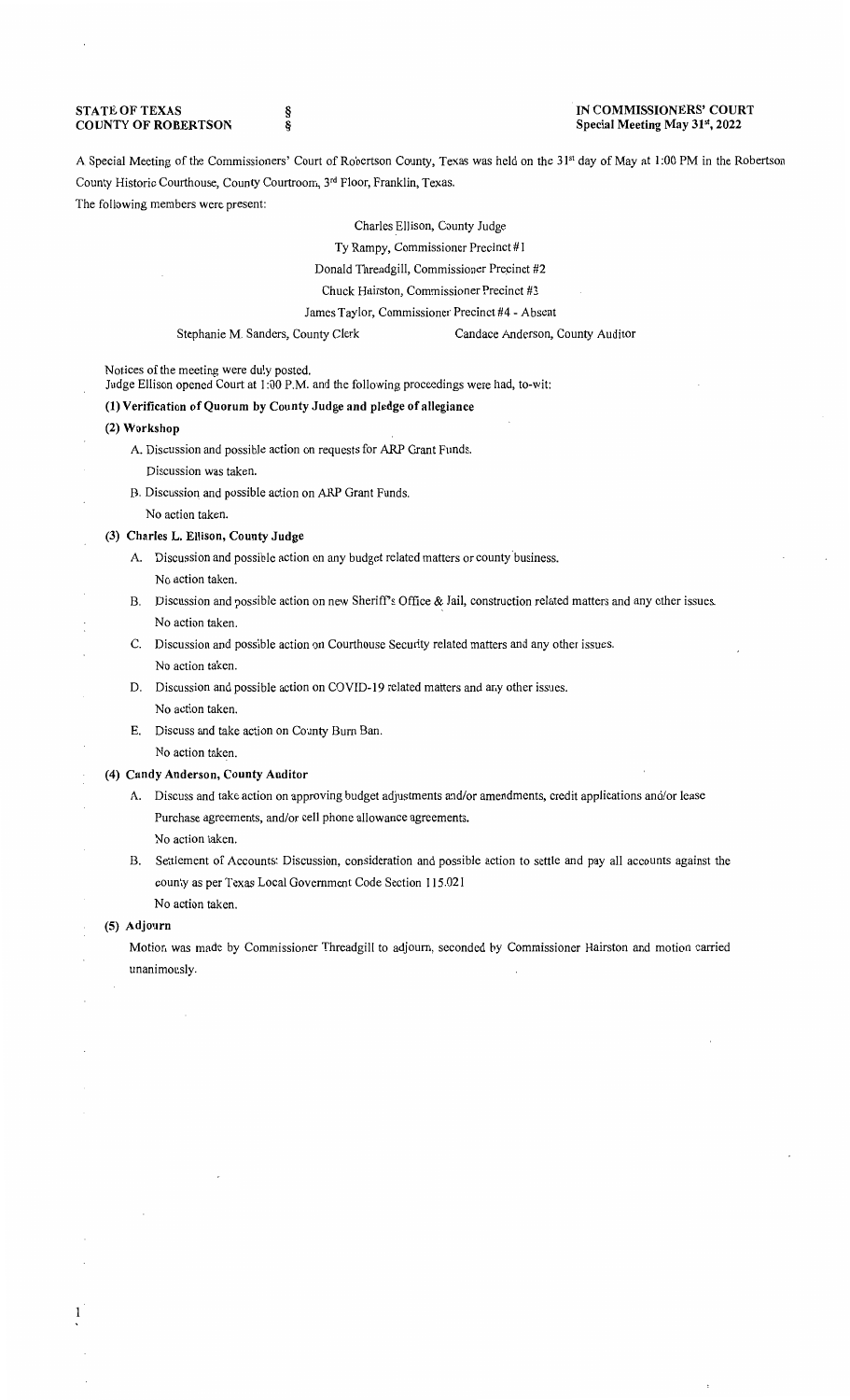**STATE OF TEXAS** §
**COUNTY OF ROBERTSON** §

**IN COMMISSIONERS' COURT**
**Special Meeting May 31st, 2022**

A Special Meeting of the Commissioners' Court of Robertson County, Texas was held on the 31st day of May at 1:00 PM in the Robertson County Historic Courthouse, County Courtroom, 3rd Floor, Franklin, Texas.

The following members were present:

Charles Ellison, County Judge
Ty Rampy, Commissioner Precinct #1
Donald Threadgill, Commissioner Precinct #2
Chuck Hairston, Commissioner Precinct #3
James Taylor, Commissioner Precinct #4 - Absent
Stephanie M. Sanders, County Clerk — Candace Anderson, County Auditor

Notices of the meeting were duly posted.
Judge Ellison opened Court at 1:00 P.M. and the following proceedings were had, to-wit:

**(1) Verification of Quorum by County Judge and pledge of allegiance**

**(2) Workshop**

A. Discussion and possible action on requests for ARP Grant Funds.
   Discussion was taken.

B. Discussion and possible action on ARP Grant Funds.
   No action taken.

**(3) Charles L. Ellison, County Judge**

A. Discussion and possible action on any budget related matters or county business.
   No action taken.

B. Discussion and possible action on new Sheriff's Office & Jail, construction related matters and any other issues.
   No action taken.

C. Discussion and possible action on Courthouse Security related matters and any other issues.
   No action taken.

D. Discussion and possible action on COVID-19 related matters and any other issues.
   No action taken.

E. Discuss and take action on County Burn Ban.
   No action taken.

**(4) Candy Anderson, County Auditor**

A. Discuss and take action on approving budget adjustments and/or amendments, credit applications and/or lease Purchase agreements, and/or cell phone allowance agreements.
   No action taken.

B. Settlement of Accounts: Discussion, consideration and possible action to settle and pay all accounts against the county as per Texas Local Government Code Section 115.021
   No action taken.

**(5) Adjourn**

Motion was made by Commissioner Threadgill to adjourn, seconded by Commissioner Hairston and motion carried unanimously.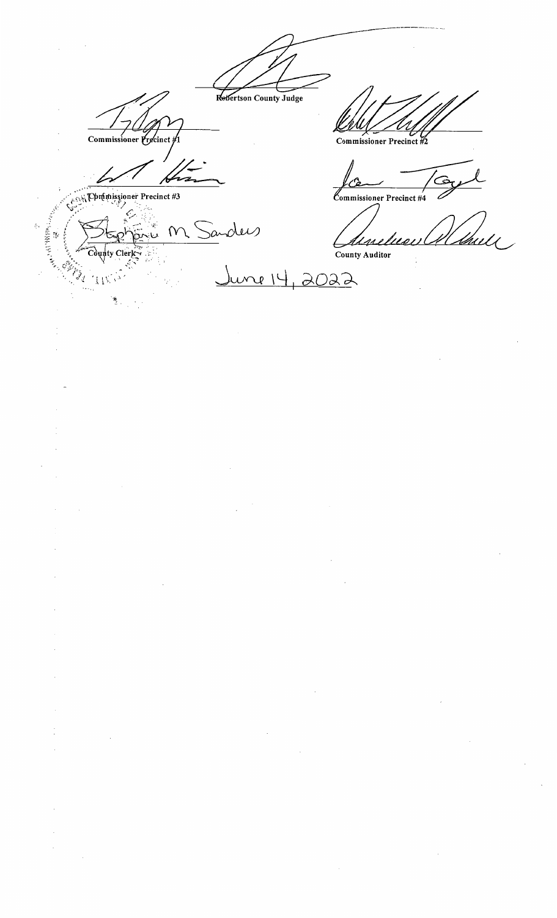Robertson County Judge

Commissioner Precinct #1

Commissioner Precinct #2

Commissioner Precinct #3

Commissioner Precinct #4

Stephanie M. Sanders

County Clerk

County Auditor

June 14, 2022